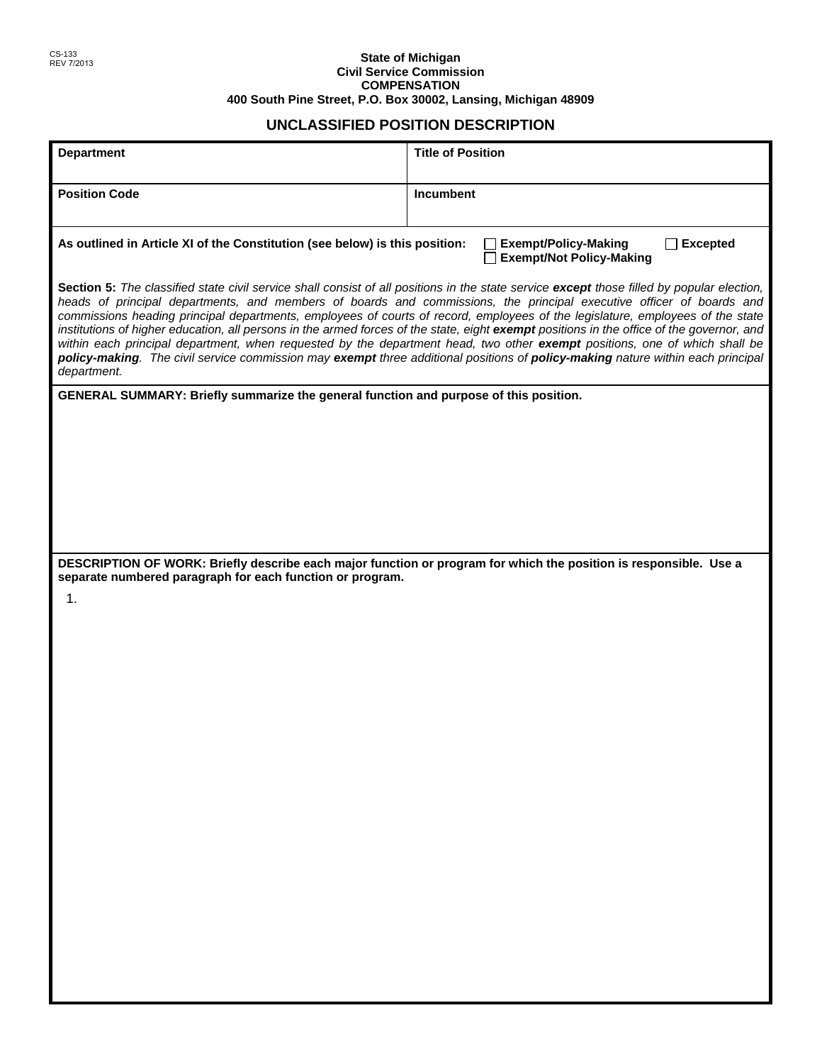CS-133
REV 7/2013

**State of Michigan**
**Civil Service Commission**
**COMPENSATION**
**400 South Pine Street, P.O. Box 30002, Lansing, Michigan 48909**

# UNCLASSIFIED POSITION DESCRIPTION

| **Department** | **Title of Position** |
|---|---|
| | |
| **Position Code** | **Incumbent** |
| | |

**As outlined in Article XI of the Constitution (see below) is this position:** ☐ **Exempt/Policy-Making** ☐ **Excepted** ☐ **Exempt/Not Policy-Making**

**Section 5:** *The classified state civil service shall consist of all positions in the state service* ***except*** *those filled by popular election, heads of principal departments, and members of boards and commissions, the principal executive officer of boards and commissions heading principal departments, employees of courts of record, employees of the legislature, employees of the state institutions of higher education, all persons in the armed forces of the state, eight* ***exempt*** *positions in the office of the governor, and within each principal department, when requested by the department head, two other* ***exempt*** *positions, one of which shall be* ***policy-making****. The civil service commission may* ***exempt*** *three additional positions of* ***policy-making*** *nature within each principal department.*

**GENERAL SUMMARY: Briefly summarize the general function and purpose of this position.**

**DESCRIPTION OF WORK: Briefly describe each major function or program for which the position is responsible. Use a separate numbered paragraph for each function or program.**

1.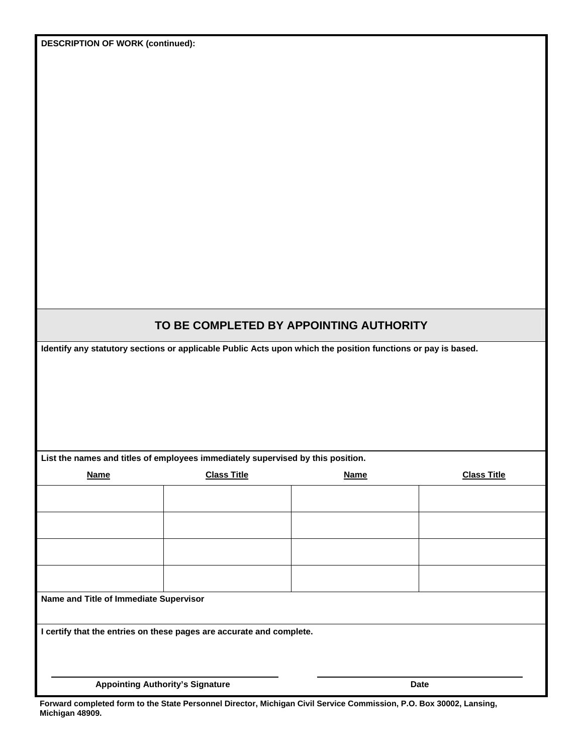**DESCRIPTION OF WORK (continued):**

## TO BE COMPLETED BY APPOINTING AUTHORITY

**Identify any statutory sections or applicable Public Acts upon which the position functions or pay is based.**

**List the names and titles of employees immediately supervised by this position.**

| Name | Class Title | Name | Class Title |
|---|---|---|---|
| | | | |
| | | | |
| | | | |
| | | | |

**Name and Title of Immediate Supervisor**

**I certify that the entries on these pages are accurate and complete.**

| | |
|---|---|
| **Appointing Authority's Signature** | **Date** |

**Forward completed form to the State Personnel Director, Michigan Civil Service Commission, P.O. Box 30002, Lansing, Michigan 48909.**